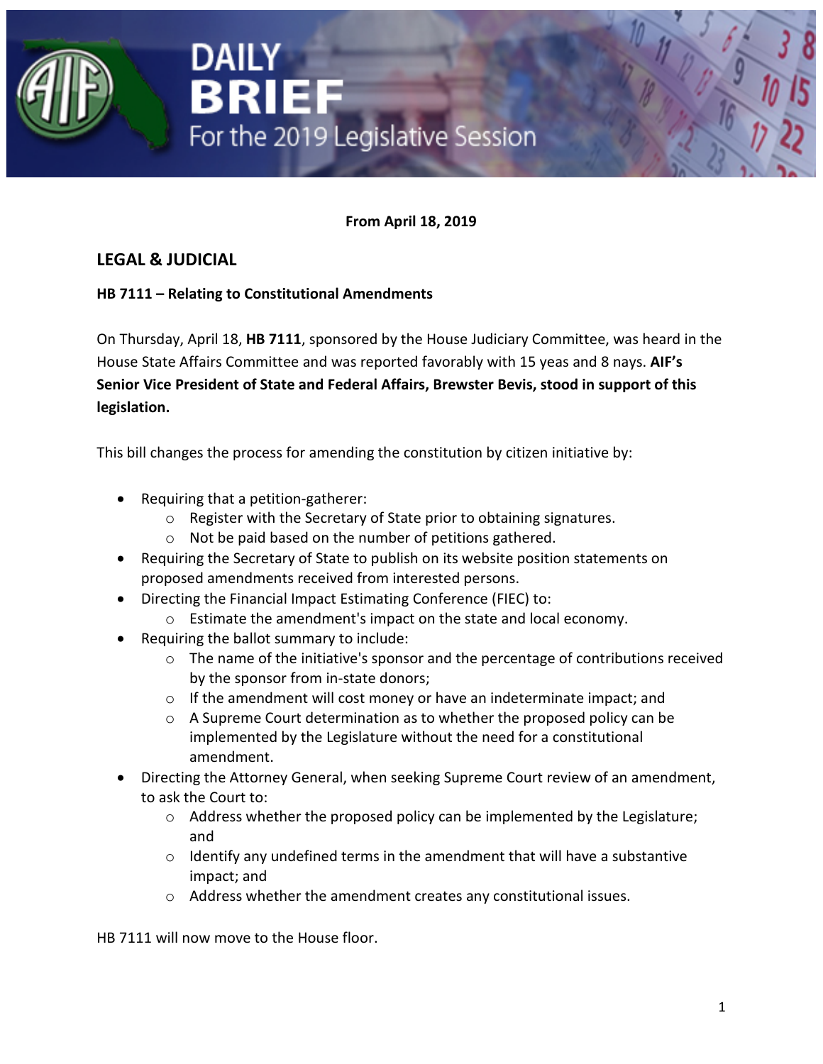# DAILY BRIEF
For the 2019 Legislative Session

**From April 18, 2019**

## LEGAL & JUDICIAL

**HB 7111 – Relating to Constitutional Amendments**

On Thursday, April 18, **HB 7111**, sponsored by the House Judiciary Committee, was heard in the House State Affairs Committee and was reported favorably with 15 yeas and 8 nays. **AIF's Senior Vice President of State and Federal Affairs, Brewster Bevis, stood in support of this legislation.**

This bill changes the process for amending the constitution by citizen initiative by:

- Requiring that a petition-gatherer:
  - Register with the Secretary of State prior to obtaining signatures.
  - Not be paid based on the number of petitions gathered.
- Requiring the Secretary of State to publish on its website position statements on proposed amendments received from interested persons.
- Directing the Financial Impact Estimating Conference (FIEC) to:
  - Estimate the amendment's impact on the state and local economy.
- Requiring the ballot summary to include:
  - The name of the initiative's sponsor and the percentage of contributions received by the sponsor from in-state donors;
  - If the amendment will cost money or have an indeterminate impact; and
  - A Supreme Court determination as to whether the proposed policy can be implemented by the Legislature without the need for a constitutional amendment.
- Directing the Attorney General, when seeking Supreme Court review of an amendment, to ask the Court to:
  - Address whether the proposed policy can be implemented by the Legislature; and
  - Identify any undefined terms in the amendment that will have a substantive impact; and
  - Address whether the amendment creates any constitutional issues.

HB 7111 will now move to the House floor.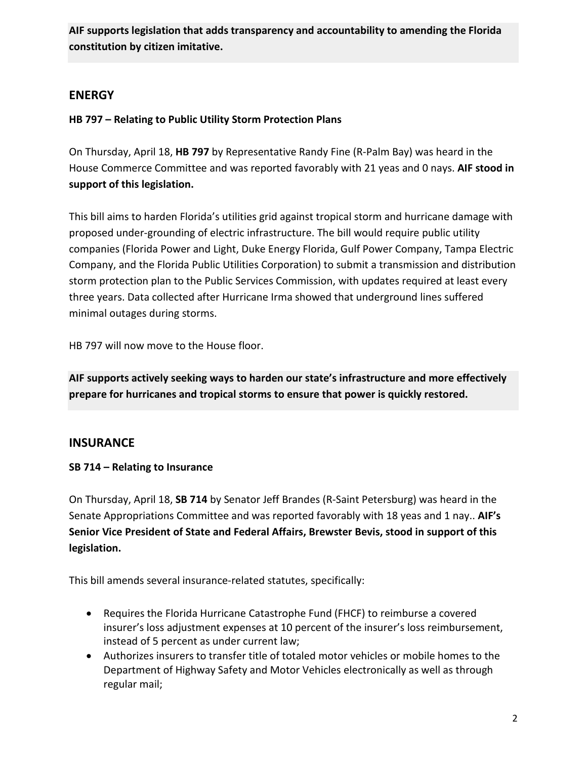**AIF supports legislation that adds transparency and accountability to amending the Florida constitution by citizen imitative.**

## ENERGY

### HB 797 – Relating to Public Utility Storm Protection Plans

On Thursday, April 18, **HB 797** by Representative Randy Fine (R-Palm Bay) was heard in the House Commerce Committee and was reported favorably with 21 yeas and 0 nays. **AIF stood in support of this legislation.**

This bill aims to harden Florida's utilities grid against tropical storm and hurricane damage with proposed under-grounding of electric infrastructure. The bill would require public utility companies (Florida Power and Light, Duke Energy Florida, Gulf Power Company, Tampa Electric Company, and the Florida Public Utilities Corporation) to submit a transmission and distribution storm protection plan to the Public Services Commission, with updates required at least every three years. Data collected after Hurricane Irma showed that underground lines suffered minimal outages during storms.

HB 797 will now move to the House floor.

**AIF supports actively seeking ways to harden our state's infrastructure and more effectively prepare for hurricanes and tropical storms to ensure that power is quickly restored.**

## INSURANCE

### SB 714 – Relating to Insurance

On Thursday, April 18, **SB 714** by Senator Jeff Brandes (R-Saint Petersburg) was heard in the Senate Appropriations Committee and was reported favorably with 18 yeas and 1 nay.. **AIF's Senior Vice President of State and Federal Affairs, Brewster Bevis, stood in support of this legislation.**

This bill amends several insurance-related statutes, specifically:

- Requires the Florida Hurricane Catastrophe Fund (FHCF) to reimburse a covered insurer's loss adjustment expenses at 10 percent of the insurer's loss reimbursement, instead of 5 percent as under current law;
- Authorizes insurers to transfer title of totaled motor vehicles or mobile homes to the Department of Highway Safety and Motor Vehicles electronically as well as through regular mail;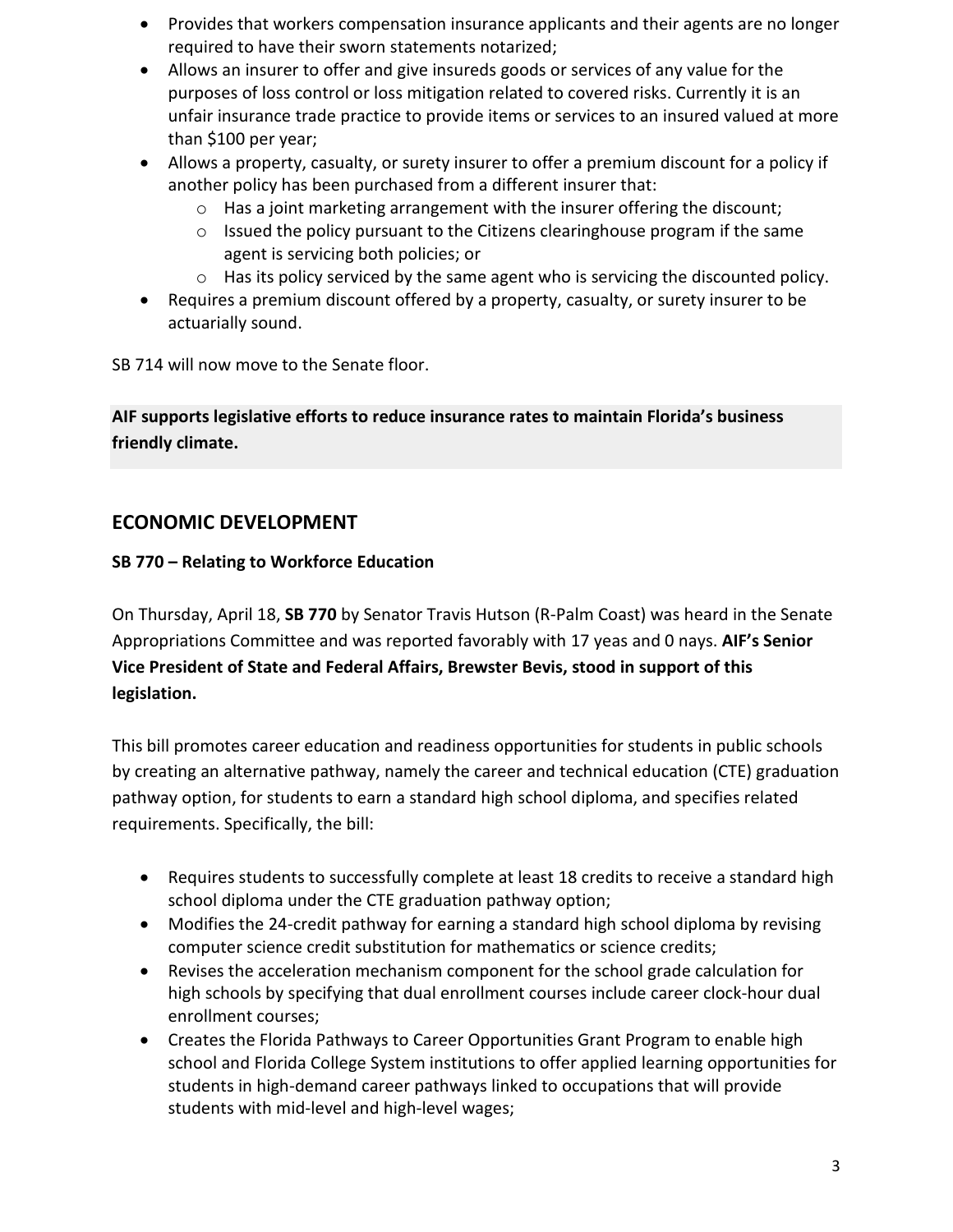- Provides that workers compensation insurance applicants and their agents are no longer required to have their sworn statements notarized;
- Allows an insurer to offer and give insureds goods or services of any value for the purposes of loss control or loss mitigation related to covered risks. Currently it is an unfair insurance trade practice to provide items or services to an insured valued at more than $100 per year;
- Allows a property, casualty, or surety insurer to offer a premium discount for a policy if another policy has been purchased from a different insurer that:
  - Has a joint marketing arrangement with the insurer offering the discount;
  - Issued the policy pursuant to the Citizens clearinghouse program if the same agent is servicing both policies; or
  - Has its policy serviced by the same agent who is servicing the discounted policy.
- Requires a premium discount offered by a property, casualty, or surety insurer to be actuarially sound.

SB 714 will now move to the Senate floor.

**AIF supports legislative efforts to reduce insurance rates to maintain Florida's business friendly climate.**

## ECONOMIC DEVELOPMENT

**SB 770 – Relating to Workforce Education**

On Thursday, April 18, **SB 770** by Senator Travis Hutson (R-Palm Coast) was heard in the Senate Appropriations Committee and was reported favorably with 17 yeas and 0 nays. **AIF's Senior Vice President of State and Federal Affairs, Brewster Bevis, stood in support of this legislation.**

This bill promotes career education and readiness opportunities for students in public schools by creating an alternative pathway, namely the career and technical education (CTE) graduation pathway option, for students to earn a standard high school diploma, and specifies related requirements. Specifically, the bill:

- Requires students to successfully complete at least 18 credits to receive a standard high school diploma under the CTE graduation pathway option;
- Modifies the 24-credit pathway for earning a standard high school diploma by revising computer science credit substitution for mathematics or science credits;
- Revises the acceleration mechanism component for the school grade calculation for high schools by specifying that dual enrollment courses include career clock-hour dual enrollment courses;
- Creates the Florida Pathways to Career Opportunities Grant Program to enable high school and Florida College System institutions to offer applied learning opportunities for students in high-demand career pathways linked to occupations that will provide students with mid-level and high-level wages;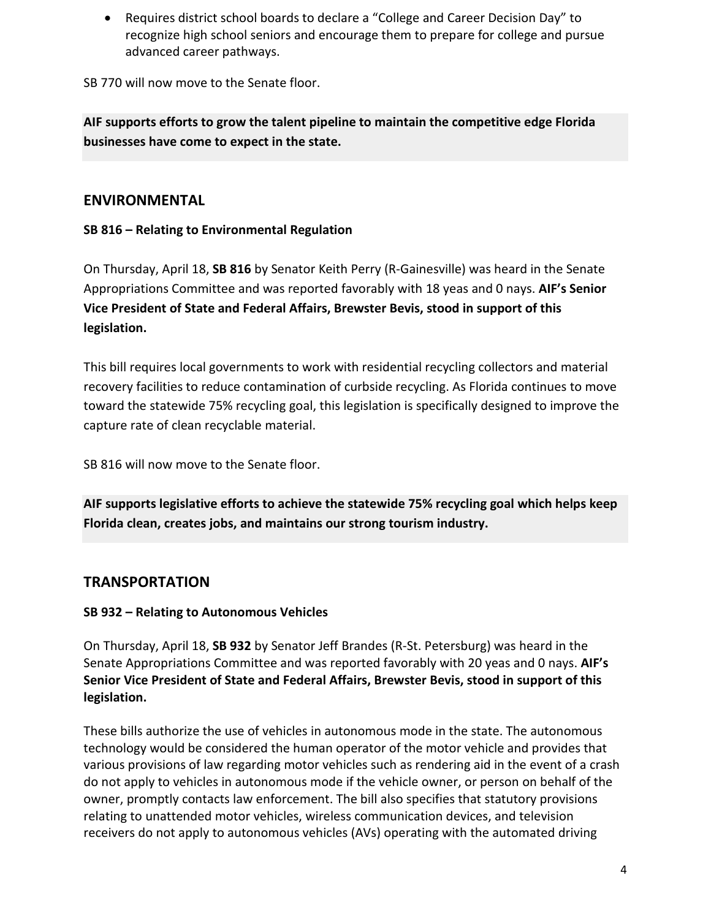- Requires district school boards to declare a "College and Career Decision Day" to recognize high school seniors and encourage them to prepare for college and pursue advanced career pathways.

SB 770 will now move to the Senate floor.

**AIF supports efforts to grow the talent pipeline to maintain the competitive edge Florida businesses have come to expect in the state.**

## ENVIRONMENTAL

**SB 816 – Relating to Environmental Regulation**

On Thursday, April 18, **SB 816** by Senator Keith Perry (R-Gainesville) was heard in the Senate Appropriations Committee and was reported favorably with 18 yeas and 0 nays. **AIF's Senior Vice President of State and Federal Affairs, Brewster Bevis, stood in support of this legislation.**

This bill requires local governments to work with residential recycling collectors and material recovery facilities to reduce contamination of curbside recycling. As Florida continues to move toward the statewide 75% recycling goal, this legislation is specifically designed to improve the capture rate of clean recyclable material.

SB 816 will now move to the Senate floor.

**AIF supports legislative efforts to achieve the statewide 75% recycling goal which helps keep Florida clean, creates jobs, and maintains our strong tourism industry.**

## TRANSPORTATION

**SB 932 – Relating to Autonomous Vehicles**

On Thursday, April 18, **SB 932** by Senator Jeff Brandes (R-St. Petersburg) was heard in the Senate Appropriations Committee and was reported favorably with 20 yeas and 0 nays. **AIF's Senior Vice President of State and Federal Affairs, Brewster Bevis, stood in support of this legislation.**

These bills authorize the use of vehicles in autonomous mode in the state. The autonomous technology would be considered the human operator of the motor vehicle and provides that various provisions of law regarding motor vehicles such as rendering aid in the event of a crash do not apply to vehicles in autonomous mode if the vehicle owner, or person on behalf of the owner, promptly contacts law enforcement. The bill also specifies that statutory provisions relating to unattended motor vehicles, wireless communication devices, and television receivers do not apply to autonomous vehicles (AVs) operating with the automated driving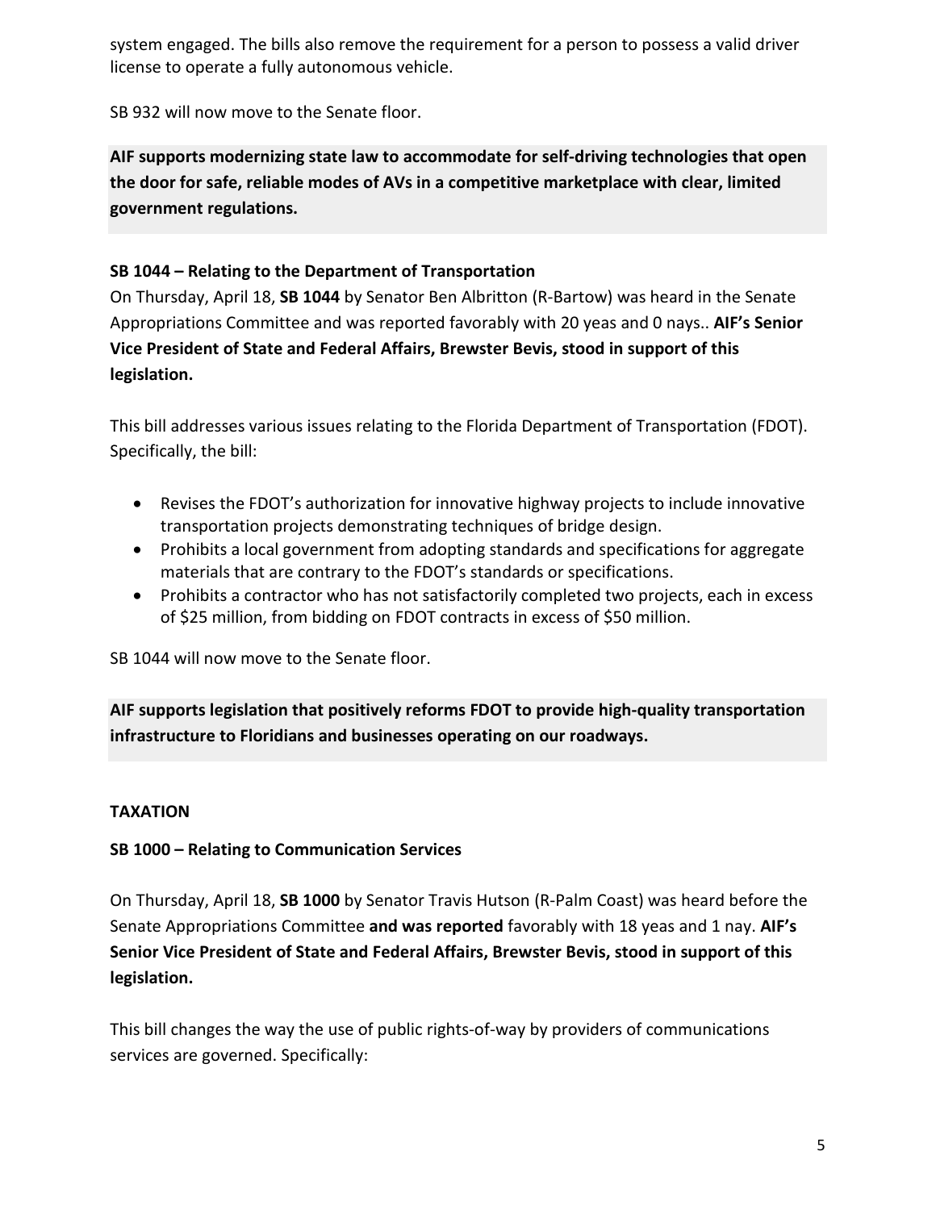system engaged. The bills also remove the requirement for a person to possess a valid driver license to operate a fully autonomous vehicle.

SB 932 will now move to the Senate floor.

**AIF supports modernizing state law to accommodate for self-driving technologies that open the door for safe, reliable modes of AVs in a competitive marketplace with clear, limited government regulations.**

**SB 1044 – Relating to the Department of Transportation**

On Thursday, April 18, **SB 1044** by Senator Ben Albritton (R-Bartow) was heard in the Senate Appropriations Committee and was reported favorably with 20 yeas and 0 nays.. **AIF's Senior Vice President of State and Federal Affairs, Brewster Bevis, stood in support of this legislation.**

This bill addresses various issues relating to the Florida Department of Transportation (FDOT). Specifically, the bill:

- Revises the FDOT's authorization for innovative highway projects to include innovative transportation projects demonstrating techniques of bridge design.
- Prohibits a local government from adopting standards and specifications for aggregate materials that are contrary to the FDOT's standards or specifications.
- Prohibits a contractor who has not satisfactorily completed two projects, each in excess of $25 million, from bidding on FDOT contracts in excess of $50 million.

SB 1044 will now move to the Senate floor.

**AIF supports legislation that positively reforms FDOT to provide high-quality transportation infrastructure to Floridians and businesses operating on our roadways.**

**TAXATION**

**SB 1000 – Relating to Communication Services**

On Thursday, April 18, **SB 1000** by Senator Travis Hutson (R-Palm Coast) was heard before the Senate Appropriations Committee **and was reported** favorably with 18 yeas and 1 nay. **AIF's Senior Vice President of State and Federal Affairs, Brewster Bevis, stood in support of this legislation.**

This bill changes the way the use of public rights-of-way by providers of communications services are governed. Specifically: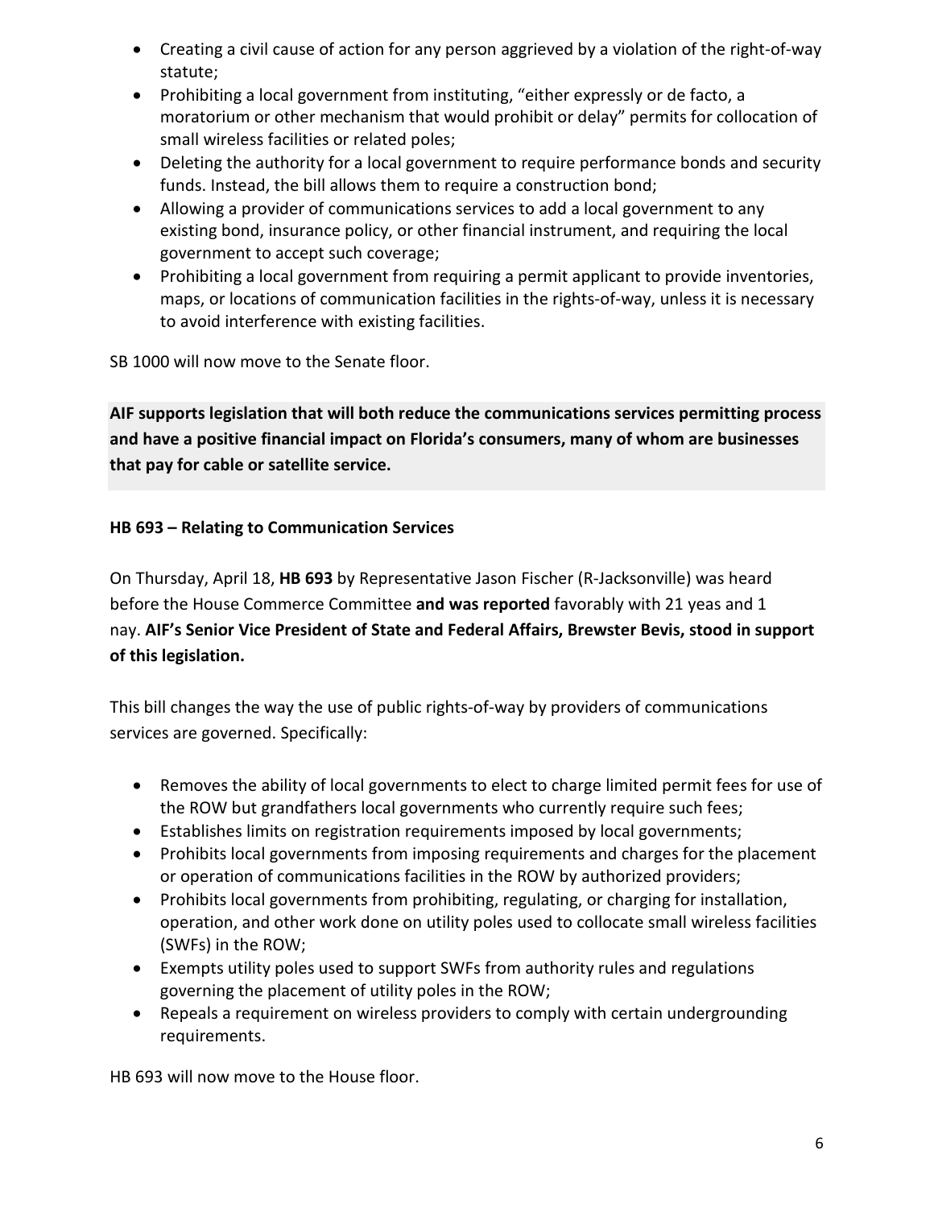- Creating a civil cause of action for any person aggrieved by a violation of the right-of-way statute;
- Prohibiting a local government from instituting, "either expressly or de facto, a moratorium or other mechanism that would prohibit or delay" permits for collocation of small wireless facilities or related poles;
- Deleting the authority for a local government to require performance bonds and security funds. Instead, the bill allows them to require a construction bond;
- Allowing a provider of communications services to add a local government to any existing bond, insurance policy, or other financial instrument, and requiring the local government to accept such coverage;
- Prohibiting a local government from requiring a permit applicant to provide inventories, maps, or locations of communication facilities in the rights-of-way, unless it is necessary to avoid interference with existing facilities.

SB 1000 will now move to the Senate floor.

**AIF supports legislation that will both reduce the communications services permitting process and have a positive financial impact on Florida's consumers, many of whom are businesses that pay for cable or satellite service.**

**HB 693 – Relating to Communication Services**

On Thursday, April 18, **HB 693** by Representative Jason Fischer (R-Jacksonville) was heard before the House Commerce Committee **and was reported** favorably with 21 yeas and 1 nay. **AIF's Senior Vice President of State and Federal Affairs, Brewster Bevis, stood in support of this legislation.**

This bill changes the way the use of public rights-of-way by providers of communications services are governed. Specifically:

- Removes the ability of local governments to elect to charge limited permit fees for use of the ROW but grandfathers local governments who currently require such fees;
- Establishes limits on registration requirements imposed by local governments;
- Prohibits local governments from imposing requirements and charges for the placement or operation of communications facilities in the ROW by authorized providers;
- Prohibits local governments from prohibiting, regulating, or charging for installation, operation, and other work done on utility poles used to collocate small wireless facilities (SWFs) in the ROW;
- Exempts utility poles used to support SWFs from authority rules and regulations governing the placement of utility poles in the ROW;
- Repeals a requirement on wireless providers to comply with certain undergrounding requirements.

HB 693 will now move to the House floor.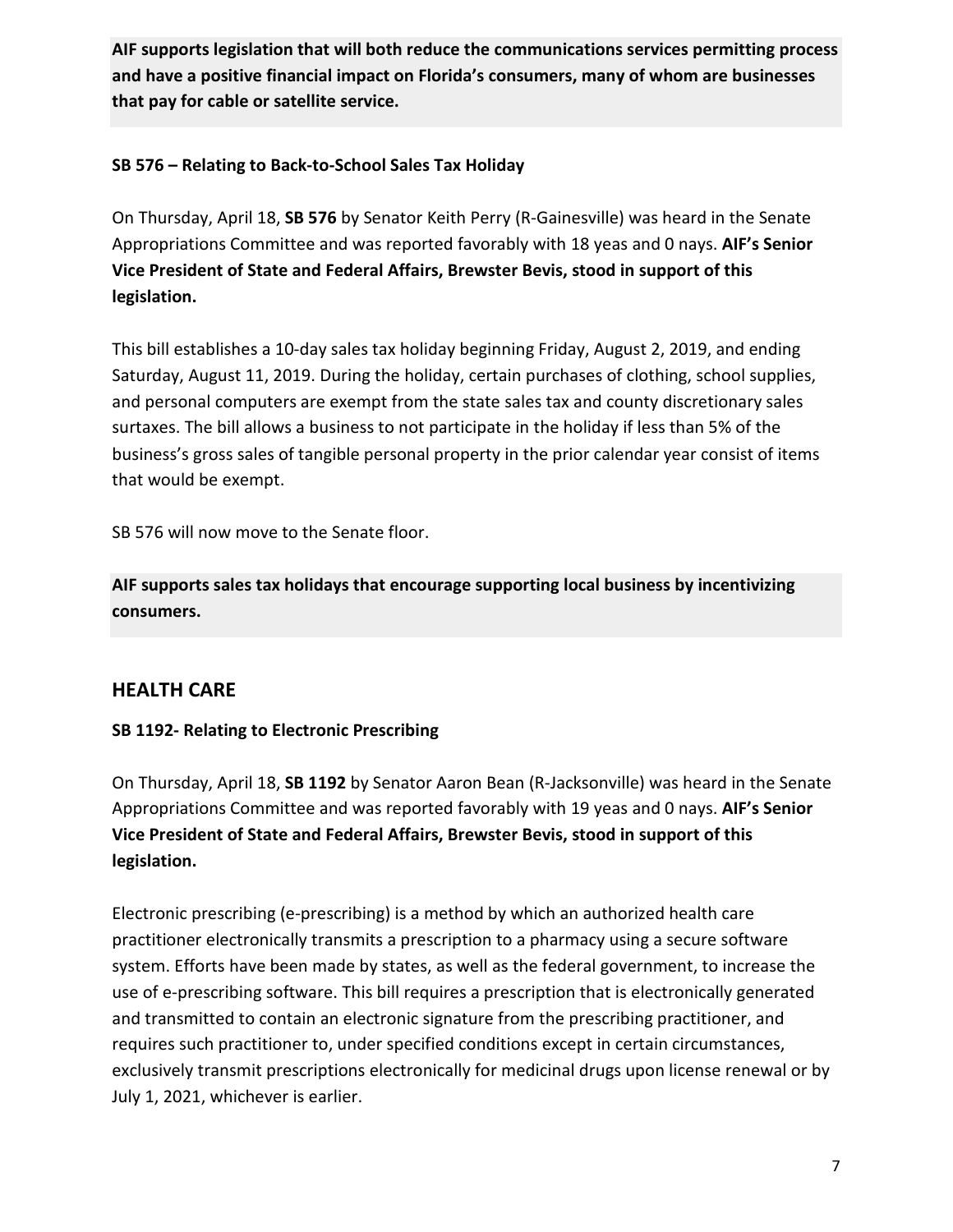**AIF supports legislation that will both reduce the communications services permitting process and have a positive financial impact on Florida's consumers, many of whom are businesses that pay for cable or satellite service.**

**SB 576 – Relating to Back-to-School Sales Tax Holiday**

On Thursday, April 18, **SB 576** by Senator Keith Perry (R-Gainesville) was heard in the Senate Appropriations Committee and was reported favorably with 18 yeas and 0 nays. **AIF's Senior Vice President of State and Federal Affairs, Brewster Bevis, stood in support of this legislation.**

This bill establishes a 10-day sales tax holiday beginning Friday, August 2, 2019, and ending Saturday, August 11, 2019. During the holiday, certain purchases of clothing, school supplies, and personal computers are exempt from the state sales tax and county discretionary sales surtaxes. The bill allows a business to not participate in the holiday if less than 5% of the business's gross sales of tangible personal property in the prior calendar year consist of items that would be exempt.

SB 576 will now move to the Senate floor.

**AIF supports sales tax holidays that encourage supporting local business by incentivizing consumers.**

## HEALTH CARE

**SB 1192- Relating to Electronic Prescribing**

On Thursday, April 18, **SB 1192** by Senator Aaron Bean (R-Jacksonville) was heard in the Senate Appropriations Committee and was reported favorably with 19 yeas and 0 nays. **AIF's Senior Vice President of State and Federal Affairs, Brewster Bevis, stood in support of this legislation.**

Electronic prescribing (e-prescribing) is a method by which an authorized health care practitioner electronically transmits a prescription to a pharmacy using a secure software system. Efforts have been made by states, as well as the federal government, to increase the use of e-prescribing software. This bill requires a prescription that is electronically generated and transmitted to contain an electronic signature from the prescribing practitioner, and requires such practitioner to, under specified conditions except in certain circumstances, exclusively transmit prescriptions electronically for medicinal drugs upon license renewal or by July 1, 2021, whichever is earlier.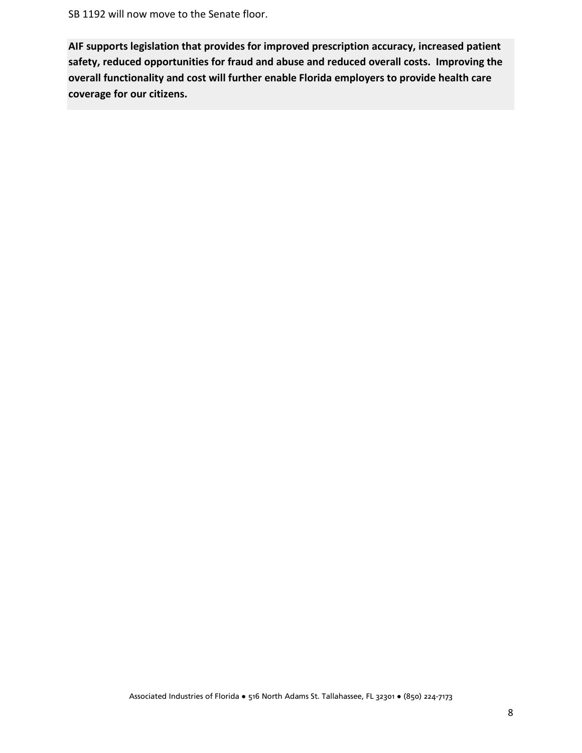SB 1192 will now move to the Senate floor.

**AIF supports legislation that provides for improved prescription accuracy, increased patient safety, reduced opportunities for fraud and abuse and reduced overall costs. Improving the overall functionality and cost will further enable Florida employers to provide health care coverage for our citizens.**